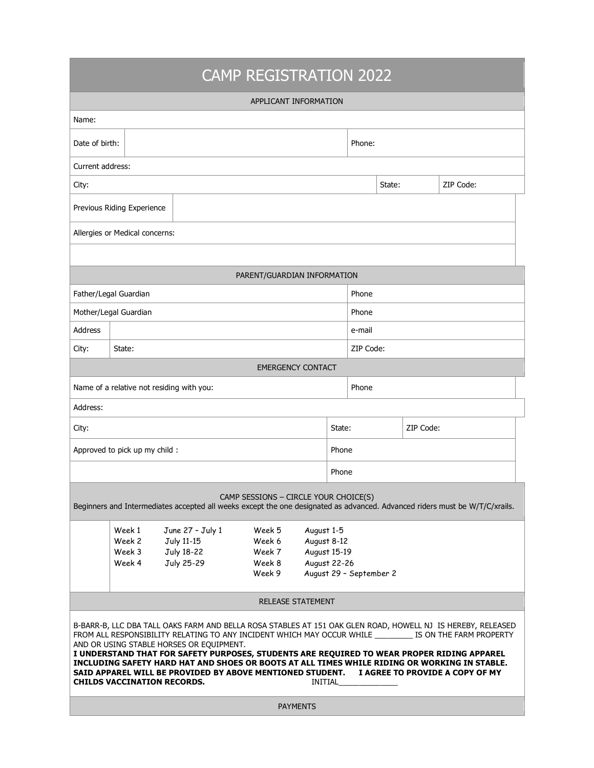# CAMP REGISTRATION 2022

## APPLICANT INFORMATION

| | | | |
|---|---|---|---|
| Name: | | | |
| Date of birth: | | Phone: | |
| Current address: | | | |
| City: | | State: | ZIP Code: |
| Previous Riding Experience | | | |
| Allergies or Medical concerns: | | | |
| | | | |

## PARENT/GUARDIAN INFORMATION

| | | |
|---|---|---|
| Father/Legal Guardian | | Phone |
| Mother/Legal Guardian | | Phone |
| Address | | e-mail |
| City: | State: | ZIP Code: |

## EMERGENCY CONTACT

| | | |
|---|---|---|
| Name of a relative not residing with you: | Phone | |
| Address: | | |
| City: | State: | ZIP Code: |
| Approved to pick up my child : | Phone | |
| | Phone | |

## CAMP SESSIONS – CIRCLE YOUR CHOICE(S)

Beginners and Intermediates accepted all weeks except the one designated as advanced. Advanced riders must be W/T/C/xrails.

| | | | |
|---|---|---|---|
| Week 1 | June 27 – July 1 | Week 5 | August 1-5 |
| Week 2 | July 11-15 | Week 6 | August 8-12 |
| Week 3 | July 18-22 | Week 7 | August 15-19 |
| Week 4 | July 25-29 | Week 8 | August 22-26 |
| | | Week 9 | August 29 – September 2 |

## RELEASE STATEMENT

B-BARR-B, LLC DBA TALL OAKS FARM AND BELLA ROSA STABLES AT 151 OAK GLEN ROAD, HOWELL NJ IS HEREBY, RELEASED FROM ALL RESPONSIBILITY RELATING TO ANY INCIDENT WHICH MAY OCCUR WHILE _________ IS ON THE FARM PROPERTY AND OR USING STABLE HORSES OR EQUIPMENT.

**I UNDERSTAND THAT FOR SAFETY PURPOSES, STUDENTS ARE REQUIRED TO WEAR PROPER RIDING APPAREL INCLUDING SAFETY HARD HAT AND SHOES OR BOOTS AT ALL TIMES WHILE RIDING OR WORKING IN STABLE. SAID APPAREL WILL BE PROVIDED BY ABOVE MENTIONED STUDENT. I AGREE TO PROVIDE A COPY OF MY CHILDS VACCINATION RECORDS.** INITIAL______________

## PAYMENTS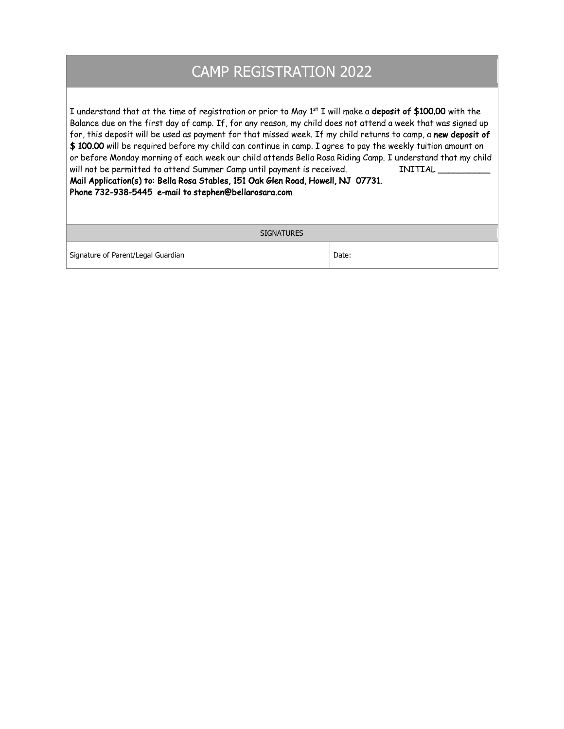# CAMP REGISTRATION 2022

I understand that at the time of registration or prior to May 1st I will make a **deposit of $100.00** with the Balance due on the first day of camp. If, for any reason, my child does not attend a week that was signed up for, this deposit will be used as payment for that missed week. If my child returns to camp, a **new deposit of $ 100.00** will be required before my child can continue in camp. I agree to pay the weekly tuition amount on or before Monday morning of each week our child attends Bella Rosa Riding Camp. I understand that my child will not be permitted to attend Summer Camp until payment is received. INITIAL __________

**Mail Application(s) to: Bella Rosa Stables, 151 Oak Glen Road, Howell, NJ 07731.**

**Phone 732-938-5445 e-mail to stephen@bellarosara.com**

| SIGNATURES | |
|---|---|
| Signature of Parent/Legal Guardian | Date: |